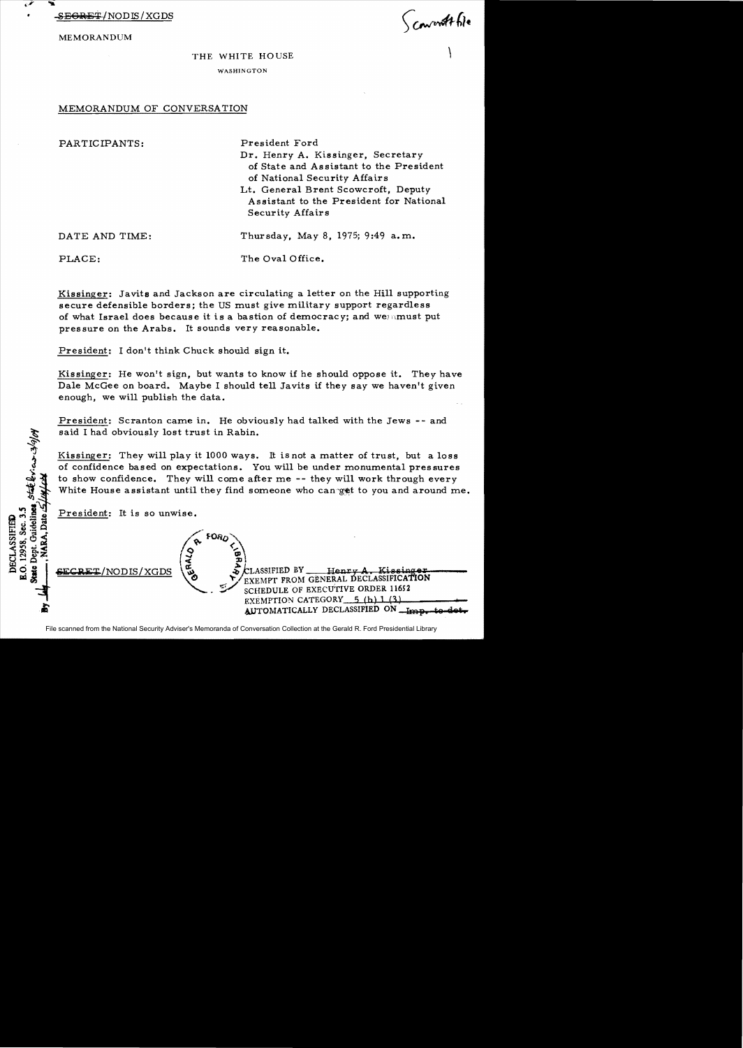~~SECRET~~/NODIS/XGDS

MEMORANDUM

Scowcroft file

THE WHITE HOUSE

WASHINGTON

MEMORANDUM OF CONVERSATION

PARTICIPANTS: President Ford
Dr. Henry A. Kissinger, Secretary of State and Assistant to the President of National Security Affairs
Lt. General Brent Scowcroft, Deputy Assistant to the President for National Security Affairs

DATE AND TIME: Thursday, May 8, 1975; 9:49 a.m.

PLACE: The Oval Office.

Kissinger: Javits and Jackson are circulating a letter on the Hill supporting secure defensible borders; the US must give military support regardless of what Israel does because it is a bastion of democracy; and we must put pressure on the Arabs. It sounds very reasonable.

President: I don't think Chuck should sign it.

Kissinger: He won't sign, but wants to know if he should oppose it. They have Dale McGee on board. Maybe I should tell Javits if they say we haven't given enough, we will publish the data.

President: Scranton came in. He obviously had talked with the Jews -- and said I had obviously lost trust in Rabin.

Kissinger: They will play it 1000 ways. It is not a matter of trust, but a loss of confidence based on expectations. You will be under monumental pressures to show confidence. They will come after me -- they will work through every White House assistant until they find someone who can get to you and around me.

President: It is so unwise.

~~SECRET~~/NODIS/XGDS

CLASSIFIED BY Henry A. Kissinger
EXEMPT FROM GENERAL DECLASSIFICATION SCHEDULE OF EXECUTIVE ORDER 11652
EXEMPTION CATEGORY 5 (b) 1 (3)
AUTOMATICALLY DECLASSIFIED ON ~~Imp. to det.~~

DECLASSIFIED
E.O. 12958, Sec. 3.5
State Dept. Guidelines, State Review 3/9/04
By [initials], NARA, Date 5/14/04

File scanned from the National Security Adviser's Memoranda of Conversation Collection at the Gerald R. Ford Presidential Library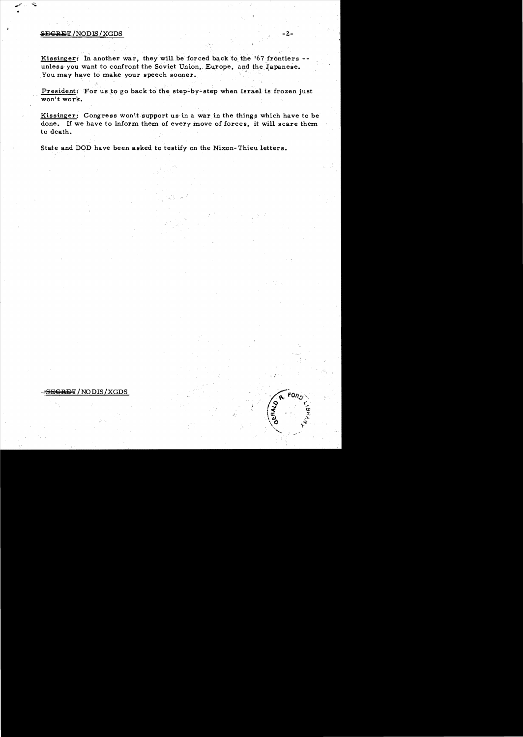Kissinger: In another war, they will be forced back to the '67 frontiers -- unless you want to confront the Soviet Union, Europe, and the Japanese. You may have to make your speech sooner.

President: For us to go back to the step-by-step when Israel is frozen just won't work.

Kissinger: Congress won't support us in a war in the things which have to be done. If we have to inform them of every move of forces, it will scare them to death.

State and DOD have been asked to testify on the Nixon-Thieu letters.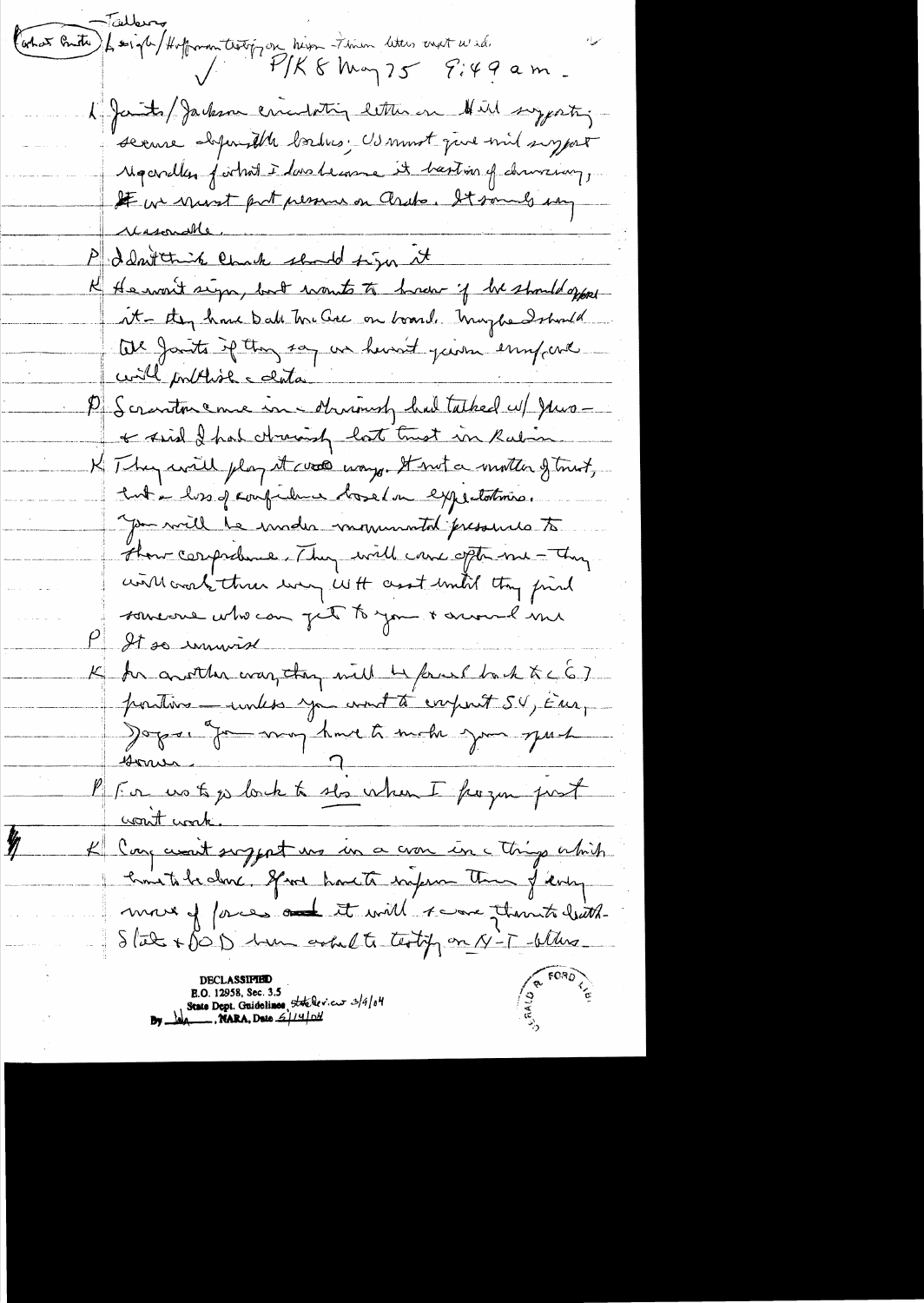(what Cmte) Talking

Laingle/Hoffman testifying. Pres. Tilman letter out wed.

P/K 8 May 75 9:49 am.

K Javits/Jackson circulating letter on Hill supporting secure defensible borders. We must give mil support regardless of what I done because it better of drawing, if we must put pressure on Arabs. It sounds very reasonable.

P I don't think Chuck should sign it

K He won't sign, but wants to know if he should oppose it – they have Dale McGee on board. Maybe I should tell Javits if they say we haven't given enough will publish data.

P Scranton came in – obviously had talked w/ Jews – & said I had obviously lost trust in Rabin.

K They will play it every way. It not a matter of trust, but a loss of confidence based on expectations. You will be under monumental pressure to show confidence. They will come after me – they will work there way WH staff until they find someone who can get to you & around me

P It so unwise

K In another way, they will be pushed back to c 67 positions – unless you want to confront SU, Eur, Japan. You may have to make your speech sooner.

P For us to go back to sts when I began first won't work.

K Cong won't support us in a war in a thing which has to be done. If we have to inform them of every move of forces and it will scare them to death. State & DOD been asked to testify on N-T letters.

DECLASSIFIED
E.O. 12958, Sec. 3.5
State Dept. Guidelines, state review 3/4/04
By [illegible], NARA, Date 5/14/04